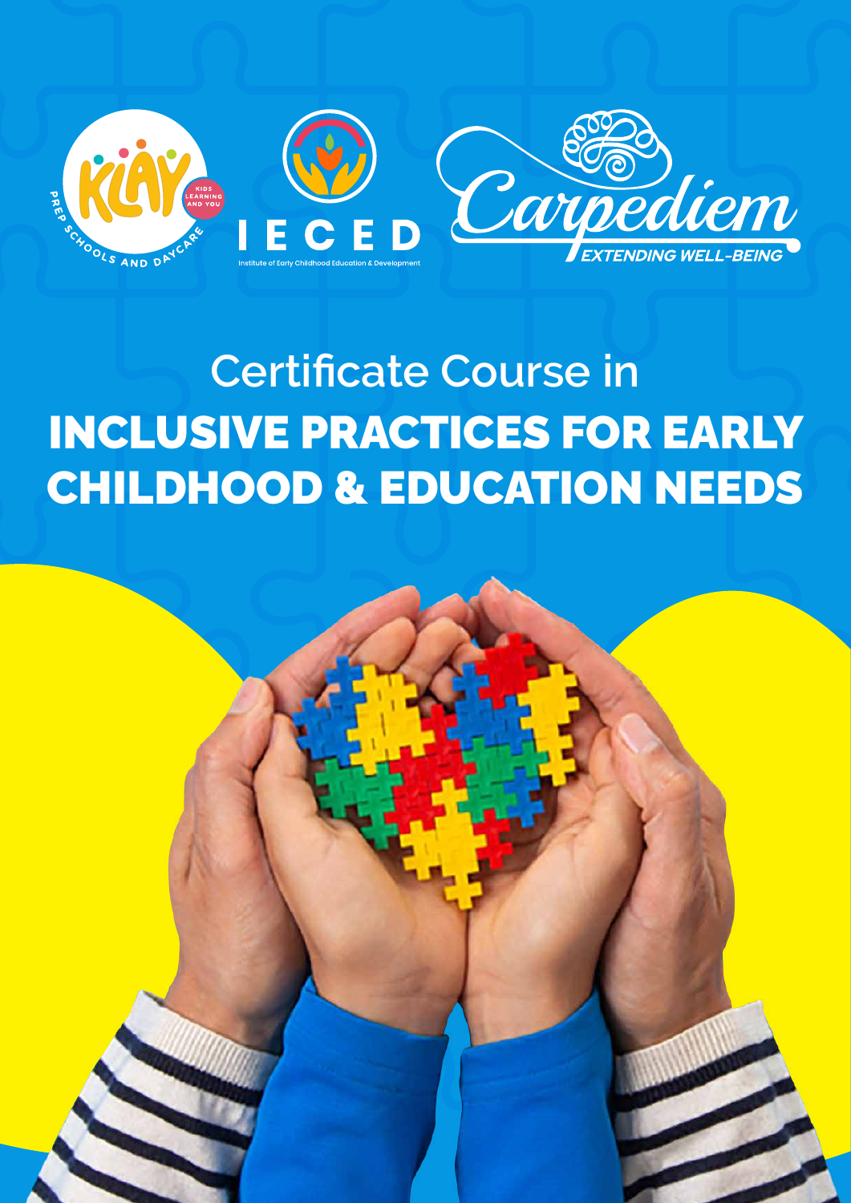KLAY PREP SCHOOLS AND DAYCARE — KIDS LEARNING AND YOU

IECED — Institute of Early Childhood Education & Development

Carpediem — EXTENDING WELL-BEING

Certificate Course in

# INCLUSIVE PRACTICES FOR EARLY CHILDHOOD & EDUCATION NEEDS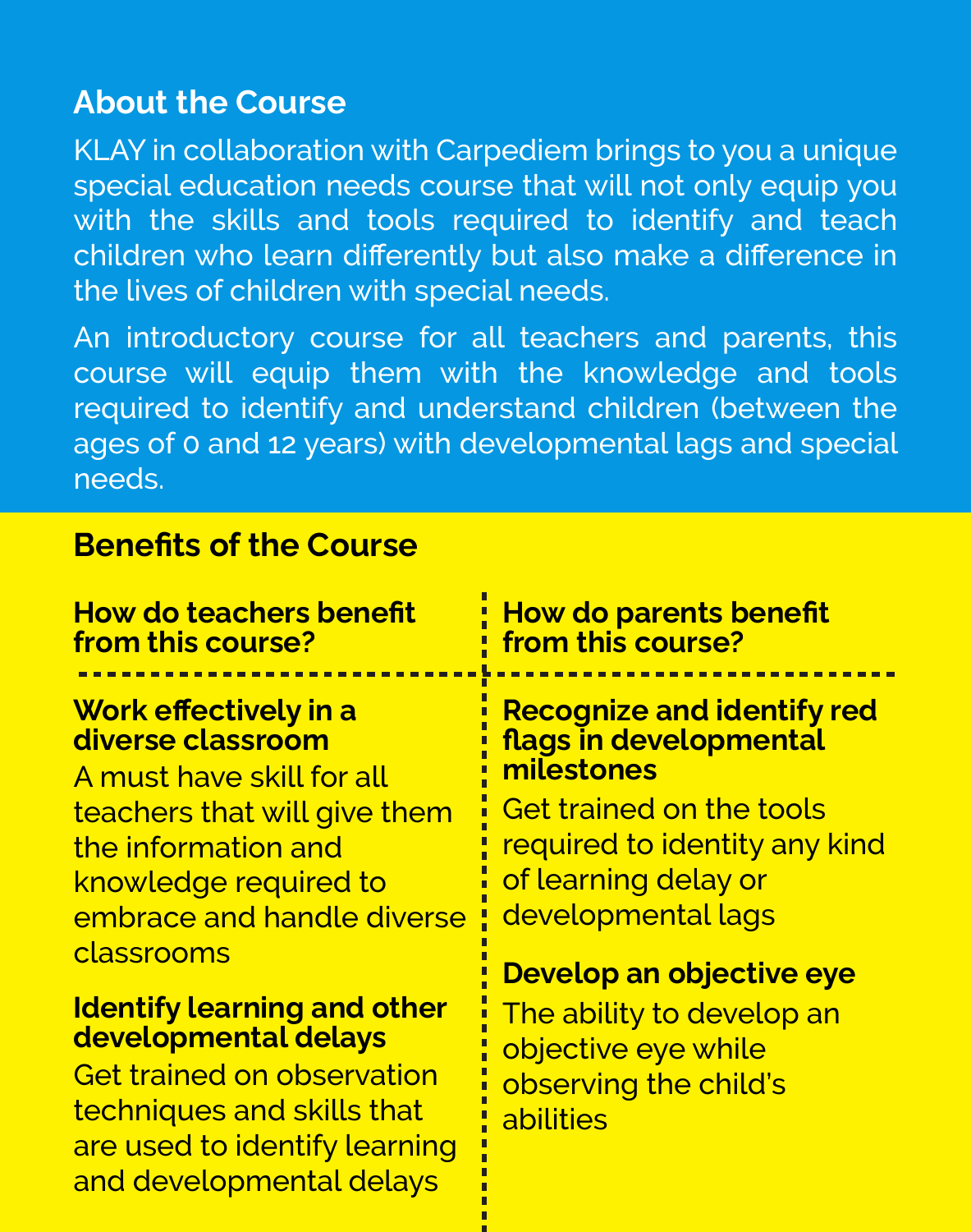## About the Course

KLAY in collaboration with Carpediem brings to you a unique special education needs course that will not only equip you with the skills and tools required to identify and teach children who learn differently but also make a difference in the lives of children with special needs.

An introductory course for all teachers and parents, this course will equip them with the knowledge and tools required to identify and understand children (between the ages of 0 and 12 years) with developmental lags and special needs.

## Benefits of the Course

### How do teachers benefit from this course?

**Work effectively in a diverse classroom**

A must have skill for all teachers that will give them the information and knowledge required to embrace and handle diverse classrooms

**Identify learning and other developmental delays**

Get trained on observation techniques and skills that are used to identify learning and developmental delays

### How do parents benefit from this course?

**Recognize and identify red flags in developmental milestones**

Get trained on the tools required to identity any kind of learning delay or developmental lags

**Develop an objective eye**

The ability to develop an objective eye while observing the child's abilities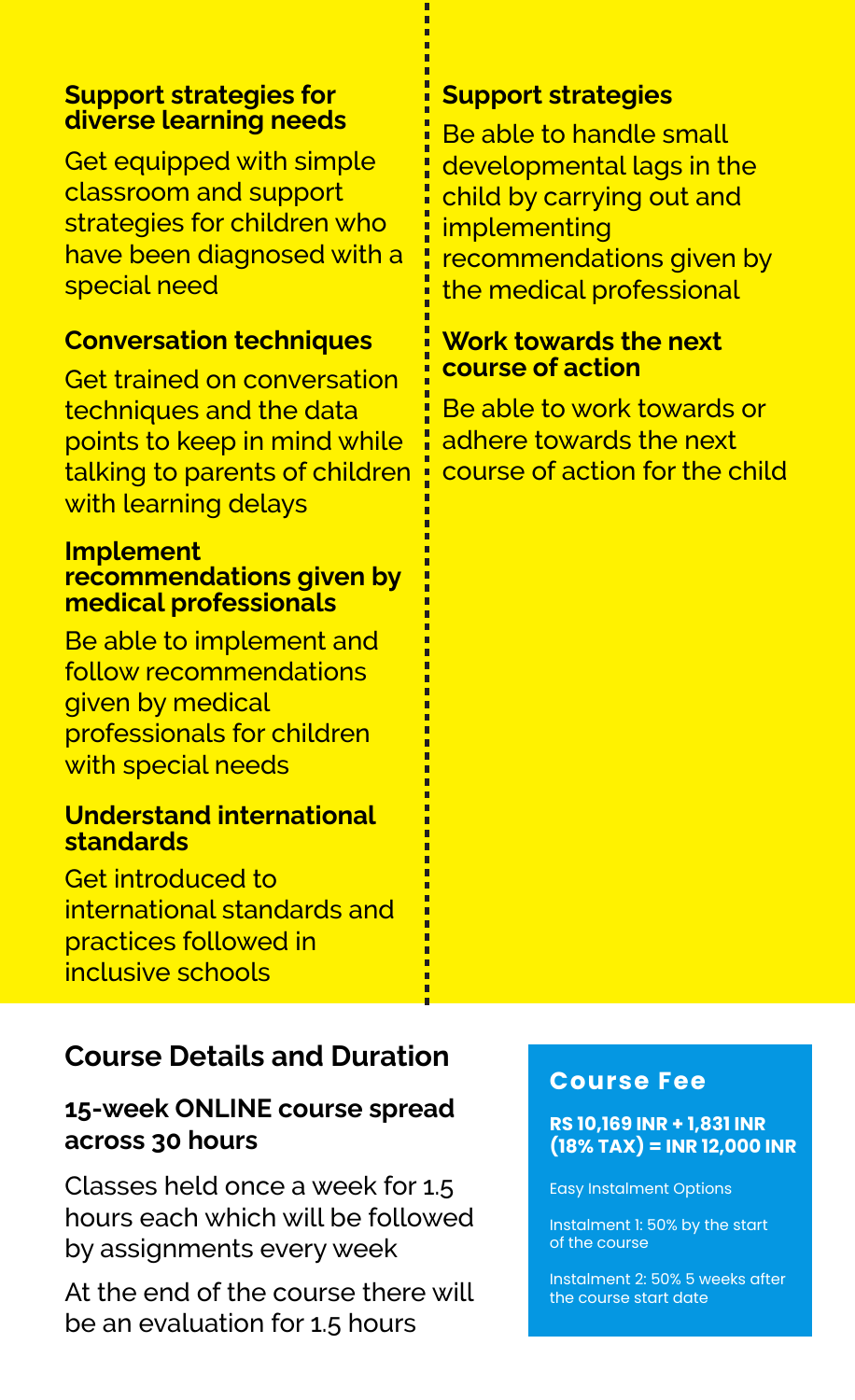### Support strategies for diverse learning needs

Get equipped with simple classroom and support strategies for children who have been diagnosed with a special need

### Conversation techniques

Get trained on conversation techniques and the data points to keep in mind while talking to parents of children with learning delays

### Implement recommendations given by medical professionals

Be able to implement and follow recommendations given by medical professionals for children with special needs

### Understand international standards

Get introduced to international standards and practices followed in inclusive schools

### Support strategies

Be able to handle small developmental lags in the child by carrying out and implementing recommendations given by the medical professional

### Work towards the next course of action

Be able to work towards or adhere towards the next course of action for the child

## Course Details and Duration

### 15-week ONLINE course spread across 30 hours

Classes held once a week for 1.5 hours each which will be followed by assignments every week

At the end of the course there will be an evaluation for 1.5 hours

## Course Fee

**RS 10,169 INR + 1,831 INR (18% TAX) = INR 12,000 INR**

Easy Instalment Options

Instalment 1: 50% by the start of the course

Instalment 2: 50% 5 weeks after the course start date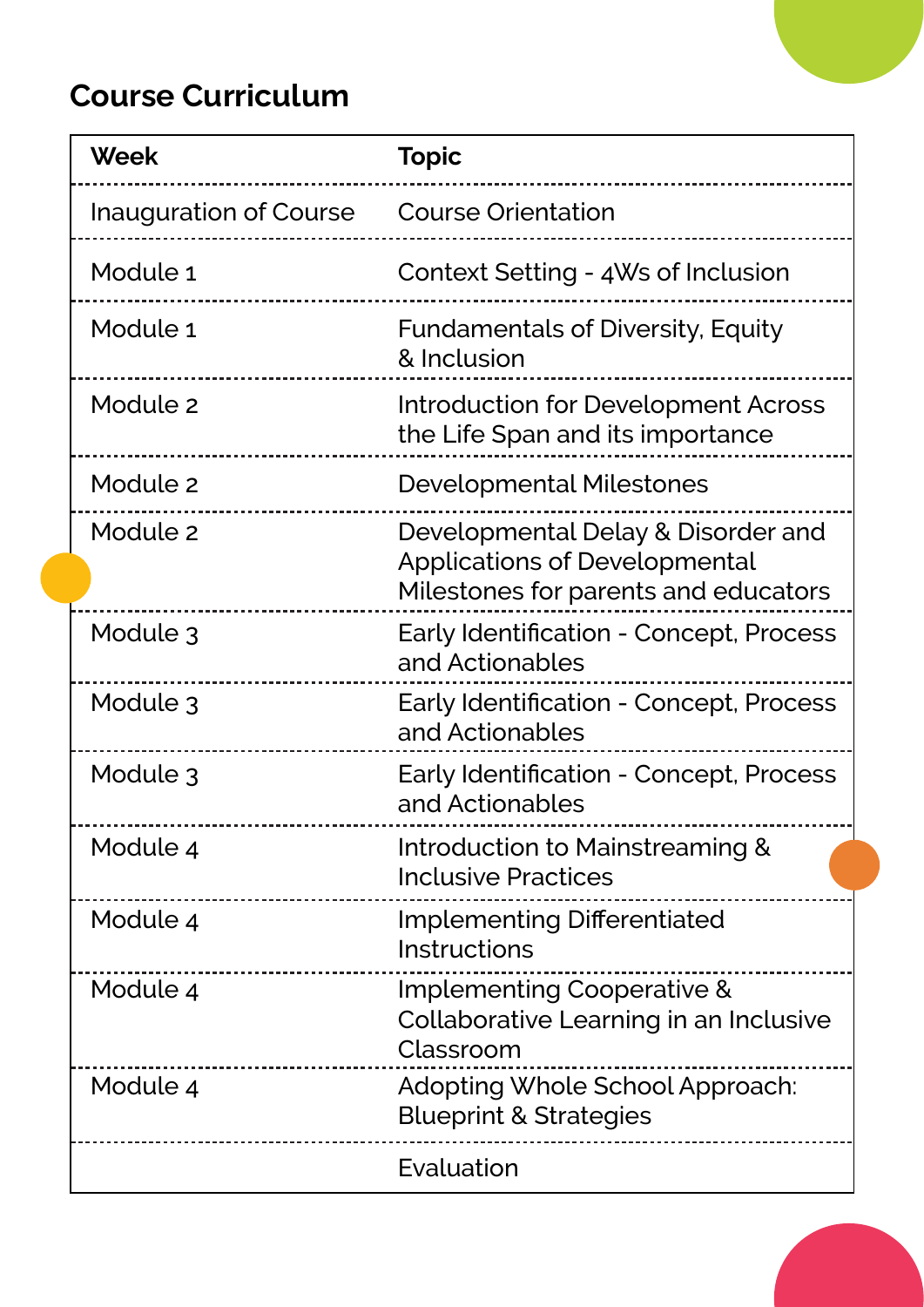## Course Curriculum

| Week | Topic |
|---|---|
| Inauguration of Course | Course Orientation |
| Module 1 | Context Setting - 4Ws of Inclusion |
| Module 1 | Fundamentals of Diversity, Equity & Inclusion |
| Module 2 | Introduction for Development Across the Life Span and its importance |
| Module 2 | Developmental Milestones |
| Module 2 | Developmental Delay & Disorder and Applications of Developmental Milestones for parents and educators |
| Module 3 | Early Identification - Concept, Process and Actionables |
| Module 3 | Early Identification - Concept, Process and Actionables |
| Module 3 | Early Identification - Concept, Process and Actionables |
| Module 4 | Introduction to Mainstreaming & Inclusive Practices |
| Module 4 | Implementing Differentiated Instructions |
| Module 4 | Implementing Cooperative & Collaborative Learning in an Inclusive Classroom |
| Module 4 | Adopting Whole School Approach: Blueprint & Strategies |
| | Evaluation |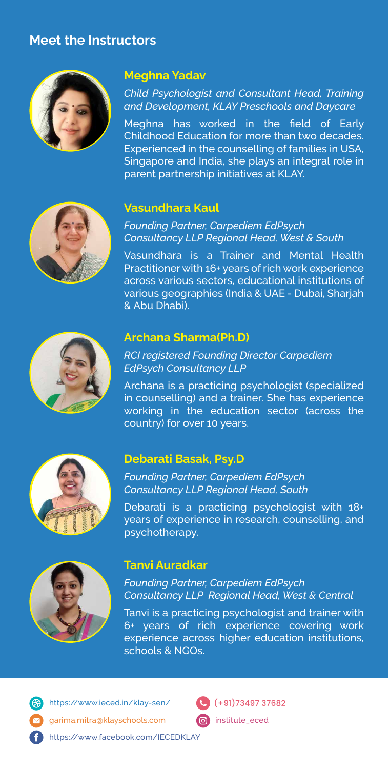## Meet the Instructors

### Meghna Yadav

*Child Psychologist and Consultant Head, Training and Development, KLAY Preschools and Daycare*

Meghna has worked in the field of Early Childhood Education for more than two decades. Experienced in the counselling of families in USA, Singapore and India, she plays an integral role in parent partnership initiatives at KLAY.

### Vasundhara Kaul

*Founding Partner, Carpediem EdPsych Consultancy LLP Regional Head, West & South*

Vasundhara is a Trainer and Mental Health Practitioner with 16+ years of rich work experience across various sectors, educational institutions of various geographies (India & UAE - Dubai, Sharjah & Abu Dhabi).

### Archana Sharma(Ph.D)

*RCI registered Founding Director Carpediem EdPsych Consultancy LLP*

Archana is a practicing psychologist (specialized in counselling) and a trainer. She has experience working in the education sector (across the country) for over 10 years.

### Debarati Basak, Psy.D

*Founding Partner, Carpediem EdPsych Consultancy LLP Regional Head, South*

Debarati is a practicing psychologist with 18+ years of experience in research, counselling, and psychotherapy.

### Tanvi Auradkar

*Founding Partner, Carpediem EdPsych Consultancy LLP Regional Head, West & Central*

Tanvi is a practicing psychologist and trainer with 6+ years of rich experience covering work experience across higher education institutions, schools & NGOs.

https://www.ieced.in/klay-sen/

(+91)73497 37682

garima.mitra@klayschools.com

institute_eced

https://www.facebook.com/IECEDKLAY